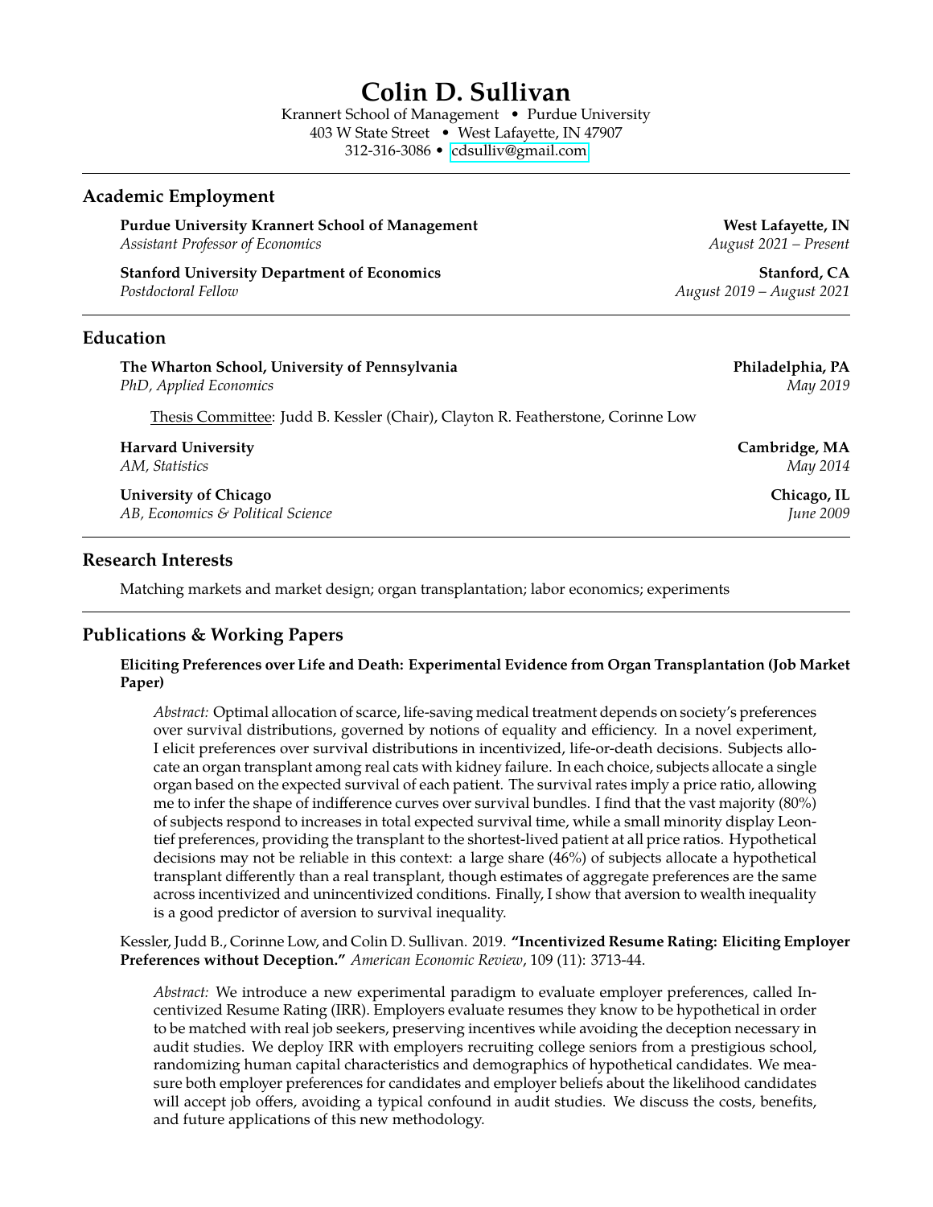# Colin D. Sullivan

Krannert School of Management • Purdue University
403 W State Street • West Lafayette, IN 47907
312-316-3086 • cdsulliv@gmail.com

## Academic Employment

**Purdue University Krannert School of Management** — **West Lafayette, IN**
*Assistant Professor of Economics* — *August 2021 – Present*

**Stanford University Department of Economics** — **Stanford, CA**
*Postdoctoral Fellow* — *August 2019 – August 2021*

## Education

**The Wharton School, University of Pennsylvania** — **Philadelphia, PA**
*PhD, Applied Economics* — *May 2019*

Thesis Committee: Judd B. Kessler (Chair), Clayton R. Featherstone, Corinne Low

**Harvard University** — **Cambridge, MA**
*AM, Statistics* — *May 2014*

**University of Chicago** — **Chicago, IL**
*AB, Economics & Political Science* — *June 2009*

## Research Interests

Matching markets and market design; organ transplantation; labor economics; experiments

## Publications & Working Papers

**Eliciting Preferences over Life and Death: Experimental Evidence from Organ Transplantation (Job Market Paper)**

*Abstract:* Optimal allocation of scarce, life-saving medical treatment depends on society's preferences over survival distributions, governed by notions of equality and efficiency. In a novel experiment, I elicit preferences over survival distributions in incentivized, life-or-death decisions. Subjects allocate an organ transplant among real cats with kidney failure. In each choice, subjects allocate a single organ based on the expected survival of each patient. The survival rates imply a price ratio, allowing me to infer the shape of indifference curves over survival bundles. I find that the vast majority (80%) of subjects respond to increases in total expected survival time, while a small minority display Leontief preferences, providing the transplant to the shortest-lived patient at all price ratios. Hypothetical decisions may not be reliable in this context: a large share (46%) of subjects allocate a hypothetical transplant differently than a real transplant, though estimates of aggregate preferences are the same across incentivized and unincentivized conditions. Finally, I show that aversion to wealth inequality is a good predictor of aversion to survival inequality.

Kessler, Judd B., Corinne Low, and Colin D. Sullivan. 2019. **"Incentivized Resume Rating: Eliciting Employer Preferences without Deception."** *American Economic Review*, 109 (11): 3713-44.

*Abstract:* We introduce a new experimental paradigm to evaluate employer preferences, called Incentivized Resume Rating (IRR). Employers evaluate resumes they know to be hypothetical in order to be matched with real job seekers, preserving incentives while avoiding the deception necessary in audit studies. We deploy IRR with employers recruiting college seniors from a prestigious school, randomizing human capital characteristics and demographics of hypothetical candidates. We measure both employer preferences for candidates and employer beliefs about the likelihood candidates will accept job offers, avoiding a typical confound in audit studies. We discuss the costs, benefits, and future applications of this new methodology.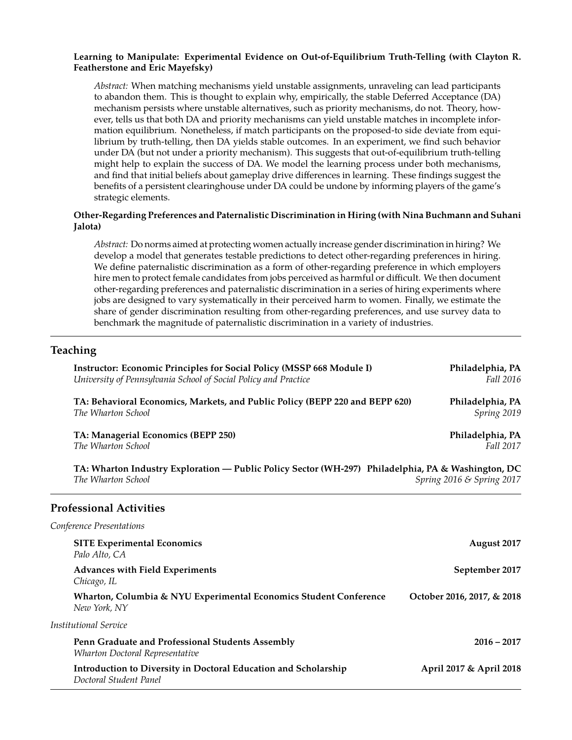**Learning to Manipulate: Experimental Evidence on Out-of-Equilibrium Truth-Telling (with Clayton R. Featherstone and Eric Mayefsky)**

> *Abstract:* When matching mechanisms yield unstable assignments, unraveling can lead participants to abandon them. This is thought to explain why, empirically, the stable Deferred Acceptance (DA) mechanism persists where unstable alternatives, such as priority mechanisms, do not. Theory, however, tells us that both DA and priority mechanisms can yield unstable matches in incomplete information equilibrium. Nonetheless, if match participants on the proposed-to side deviate from equilibrium by truth-telling, then DA yields stable outcomes. In an experiment, we find such behavior under DA (but not under a priority mechanism). This suggests that out-of-equilibrium truth-telling might help to explain the success of DA. We model the learning process under both mechanisms, and find that initial beliefs about gameplay drive differences in learning. These findings suggest the benefits of a persistent clearinghouse under DA could be undone by informing players of the game's strategic elements.

**Other-Regarding Preferences and Paternalistic Discrimination in Hiring (with Nina Buchmann and Suhani Jalota)**

> *Abstract:* Do norms aimed at protecting women actually increase gender discrimination in hiring? We develop a model that generates testable predictions to detect other-regarding preferences in hiring. We define paternalistic discrimination as a form of other-regarding preference in which employers hire men to protect female candidates from jobs perceived as harmful or difficult. We then document other-regarding preferences and paternalistic discrimination in a series of hiring experiments where jobs are designed to vary systematically in their perceived harm to women. Finally, we estimate the share of gender discrimination resulting from other-regarding preferences, and use survey data to benchmark the magnitude of paternalistic discrimination in a variety of industries.

## Teaching

**Instructor: Economic Principles for Social Policy (MSSP 668 Module I)** — **Philadelphia, PA**
*University of Pennsylvania School of Social Policy and Practice* — *Fall 2016*

**TA: Behavioral Economics, Markets, and Public Policy (BEPP 220 and BEPP 620)** — **Philadelphia, PA**
*The Wharton School* — *Spring 2019*

**TA: Managerial Economics (BEPP 250)** — **Philadelphia, PA**
*The Wharton School* — *Fall 2017*

**TA: Wharton Industry Exploration — Public Policy Sector (WH-297)** — **Philadelphia, PA & Washington, DC**
*The Wharton School* — *Spring 2016 & Spring 2017*

## Professional Activities

*Conference Presentations*

**SITE Experimental Economics** — **August 2017**
*Palo Alto, CA*

**Advances with Field Experiments** — **September 2017**
*Chicago, IL*

**Wharton, Columbia & NYU Experimental Economics Student Conference** — **October 2016, 2017, & 2018**
*New York, NY*

*Institutional Service*

**Penn Graduate and Professional Students Assembly** — **2016 – 2017**
*Wharton Doctoral Representative*

**Introduction to Diversity in Doctoral Education and Scholarship** — **April 2017 & April 2018**
*Doctoral Student Panel*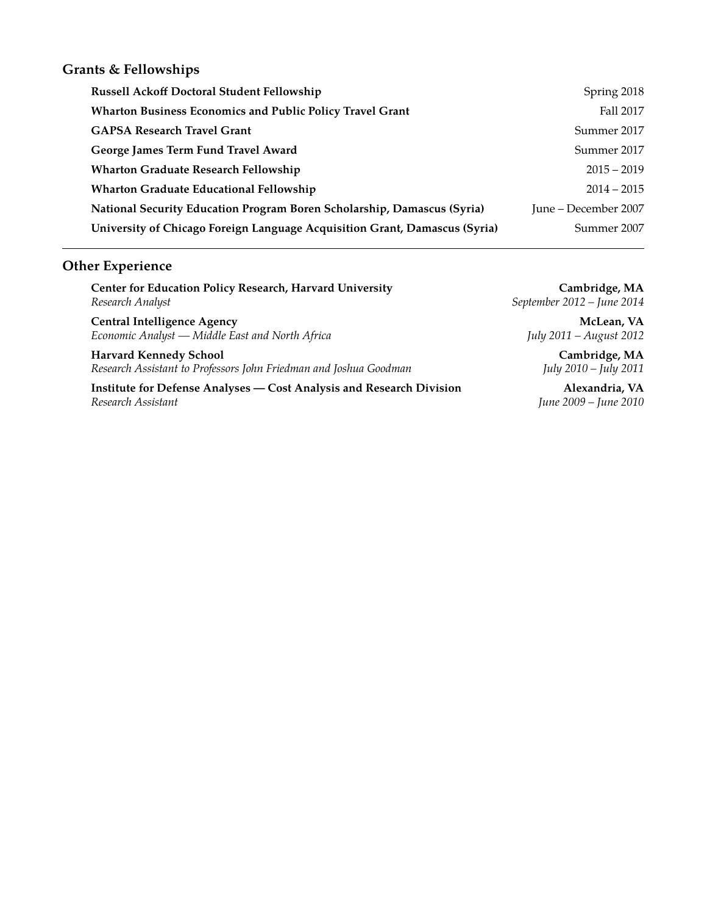## Grants & Fellowships

| | |
|---|---|
| **Russell Ackoff Doctoral Student Fellowship** | Spring 2018 |
| **Wharton Business Economics and Public Policy Travel Grant** | Fall 2017 |
| **GAPSA Research Travel Grant** | Summer 2017 |
| **George James Term Fund Travel Award** | Summer 2017 |
| **Wharton Graduate Research Fellowship** | 2015 – 2019 |
| **Wharton Graduate Educational Fellowship** | 2014 – 2015 |
| **National Security Education Program Boren Scholarship, Damascus (Syria)** | June – December 2007 |
| **University of Chicago Foreign Language Acquisition Grant, Damascus (Syria)** | Summer 2007 |

## Other Experience

**Center for Education Policy Research, Harvard University** — **Cambridge, MA**
*Research Analyst* — *September 2012 – June 2014*

**Central Intelligence Agency** — **McLean, VA**
*Economic Analyst — Middle East and North Africa* — *July 2011 – August 2012*

**Harvard Kennedy School** — **Cambridge, MA**
*Research Assistant to Professors John Friedman and Joshua Goodman* — *July 2010 – July 2011*

**Institute for Defense Analyses — Cost Analysis and Research Division** — **Alexandria, VA**
*Research Assistant* — *June 2009 – June 2010*